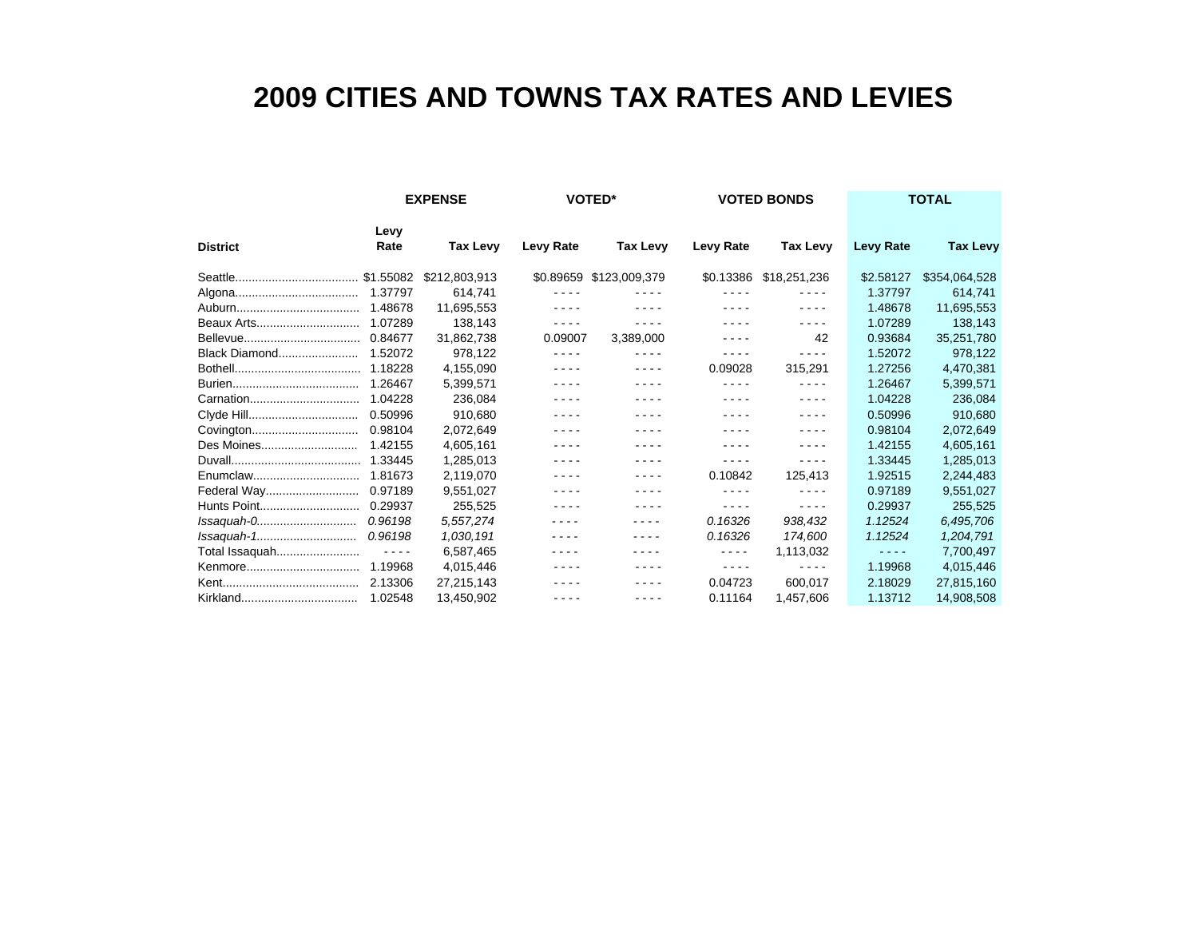# 2009 CITIES AND TOWNS TAX RATES AND LEVIES

| District | EXPENSE | | VOTED* | | VOTED BONDS | | TOTAL | |
|---|---|---|---|---|---|---|---|---|
| | Levy Rate | Tax Levy | Levy Rate | Tax Levy | Levy Rate | Tax Levy | Levy Rate | Tax Levy |
| Seattle | $1.55082 | $212,803,913 | $0.89659 | $123,009,379 | $0.13386 | $18,251,236 | $2.58127 | $354,064,528 |
| Algona | 1.37797 | 614,741 | - - - - | - - - - | - - - - | - - - - | 1.37797 | 614,741 |
| Auburn | 1.48678 | 11,695,553 | - - - - | - - - - | - - - - | - - - - | 1.48678 | 11,695,553 |
| Beaux Arts | 1.07289 | 138,143 | - - - - | - - - - | - - - - | - - - - | 1.07289 | 138,143 |
| Bellevue | 0.84677 | 31,862,738 | 0.09007 | 3,389,000 | - - - - | 42 | 0.93684 | 35,251,780 |
| Black Diamond | 1.52072 | 978,122 | - - - - | - - - - | - - - - | - - - - | 1.52072 | 978,122 |
| Bothell | 1.18228 | 4,155,090 | - - - - | - - - - | 0.09028 | 315,291 | 1.27256 | 4,470,381 |
| Burien | 1.26467 | 5,399,571 | - - - - | - - - - | - - - - | - - - - | 1.26467 | 5,399,571 |
| Carnation | 1.04228 | 236,084 | - - - - | - - - - | - - - - | - - - - | 1.04228 | 236,084 |
| Clyde Hill | 0.50996 | 910,680 | - - - - | - - - - | - - - - | - - - - | 0.50996 | 910,680 |
| Covington | 0.98104 | 2,072,649 | - - - - | - - - - | - - - - | - - - - | 0.98104 | 2,072,649 |
| Des Moines | 1.42155 | 4,605,161 | - - - - | - - - - | - - - - | - - - - | 1.42155 | 4,605,161 |
| Duvall | 1.33445 | 1,285,013 | - - - - | - - - - | - - - - | - - - - | 1.33445 | 1,285,013 |
| Enumclaw | 1.81673 | 2,119,070 | - - - - | - - - - | 0.10842 | 125,413 | 1.92515 | 2,244,483 |
| Federal Way | 0.97189 | 9,551,027 | - - - - | - - - - | - - - - | - - - - | 0.97189 | 9,551,027 |
| Hunts Point | 0.29937 | 255,525 | - - - - | - - - - | - - - - | - - - - | 0.29937 | 255,525 |
| *Issaquah-0* | *0.96198* | *5,557,274* | - - - - | - - - - | *0.16326* | *938,432* | *1.12524* | *6,495,706* |
| *Issaquah-1* | *0.96198* | *1,030,191* | - - - - | - - - - | *0.16326* | *174,600* | *1.12524* | *1,204,791* |
| Total Issaquah | - - - - | 6,587,465 | - - - - | - - - - | - - - - | 1,113,032 | - - - - | 7,700,497 |
| Kenmore | 1.19968 | 4,015,446 | - - - - | - - - - | - - - - | - - - - | 1.19968 | 4,015,446 |
| Kent | 2.13306 | 27,215,143 | - - - - | - - - - | 0.04723 | 600,017 | 2.18029 | 27,815,160 |
| Kirkland | 1.02548 | 13,450,902 | - - - - | - - - - | 0.11164 | 1,457,606 | 1.13712 | 14,908,508 |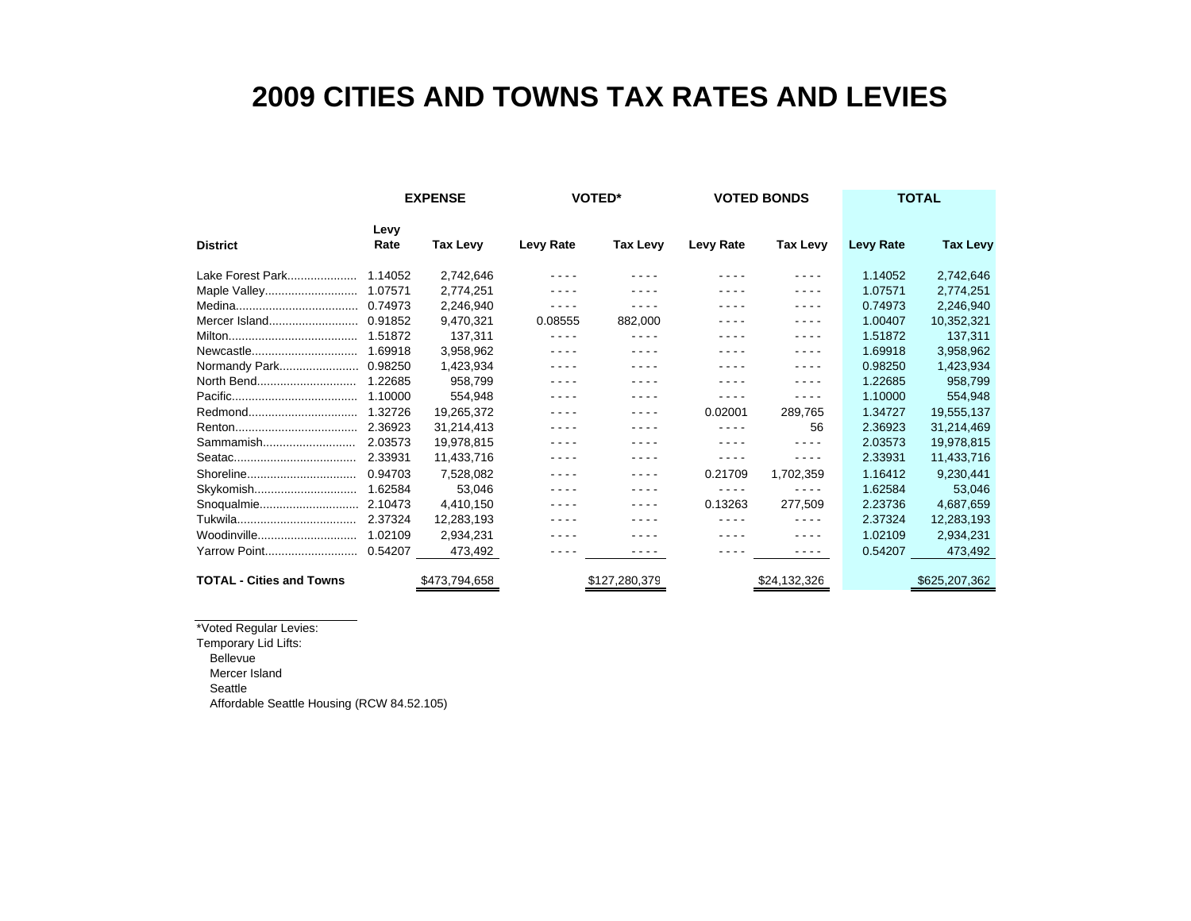# 2009 CITIES AND TOWNS TAX RATES AND LEVIES

| District | EXPENSE | | VOTED* | | VOTED BONDS | | TOTAL | |
|---|---|---|---|---|---|---|---|---|
| | Levy Rate | Tax Levy | Levy Rate | Tax Levy | Levy Rate | Tax Levy | Levy Rate | Tax Levy |
| Lake Forest Park..................... | 1.14052 | 2,742,646 | - - - - | - - - - | - - - - | - - - - | 1.14052 | 2,742,646 |
| Maple Valley............................ | 1.07571 | 2,774,251 | - - - - | - - - - | - - - - | - - - - | 1.07571 | 2,774,251 |
| Medina..................................... | 0.74973 | 2,246,940 | - - - - | - - - - | - - - - | - - - - | 0.74973 | 2,246,940 |
| Mercer Island........................... | 0.91852 | 9,470,321 | 0.08555 | 882,000 | - - - - | - - - - | 1.00407 | 10,352,321 |
| Milton....................................... | 1.51872 | 137,311 | - - - - | - - - - | - - - - | - - - - | 1.51872 | 137,311 |
| Newcastle................................ | 1.69918 | 3,958,962 | - - - - | - - - - | - - - - | - - - - | 1.69918 | 3,958,962 |
| Normandy Park........................ | 0.98250 | 1,423,934 | - - - - | - - - - | - - - - | - - - - | 0.98250 | 1,423,934 |
| North Bend.............................. | 1.22685 | 958,799 | - - - - | - - - - | - - - - | - - - - | 1.22685 | 958,799 |
| Pacific...................................... | 1.10000 | 554,948 | - - - - | - - - - | - - - - | - - - - | 1.10000 | 554,948 |
| Redmond................................. | 1.32726 | 19,265,372 | - - - - | - - - - | 0.02001 | 289,765 | 1.34727 | 19,555,137 |
| Renton..................................... | 2.36923 | 31,214,413 | - - - - | - - - - | - - - - | 56 | 2.36923 | 31,214,469 |
| Sammamish............................ | 2.03573 | 19,978,815 | - - - - | - - - - | - - - - | - - - - | 2.03573 | 19,978,815 |
| Seatac..................................... | 2.33931 | 11,433,716 | - - - - | - - - - | - - - - | - - - - | 2.33931 | 11,433,716 |
| Shoreline................................. | 0.94703 | 7,528,082 | - - - - | - - - - | 0.21709 | 1,702,359 | 1.16412 | 9,230,441 |
| Skykomish............................... | 1.62584 | 53,046 | - - - - | - - - - | - - - - | - - - - | 1.62584 | 53,046 |
| Snoqualmie.............................. | 2.10473 | 4,410,150 | - - - - | - - - - | 0.13263 | 277,509 | 2.23736 | 4,687,659 |
| Tukwila.................................... | 2.37324 | 12,283,193 | - - - - | - - - - | - - - - | - - - - | 2.37324 | 12,283,193 |
| Woodinville.............................. | 1.02109 | 2,934,231 | - - - - | - - - - | - - - - | - - - - | 1.02109 | 2,934,231 |
| Yarrow Point............................ | 0.54207 | 473,492 | - - - - | - - - - | - - - - | - - - - | 0.54207 | 473,492 |
| **TOTAL - Cities and Towns** | | $473,794,658 | | $127,280,379 | | $24,132,326 | | $625,207,362 |

*Voted Regular Levies:
Temporary Lid Lifts:
Bellevue
Mercer Island
Seattle
Affordable Seattle Housing (RCW 84.52.105)